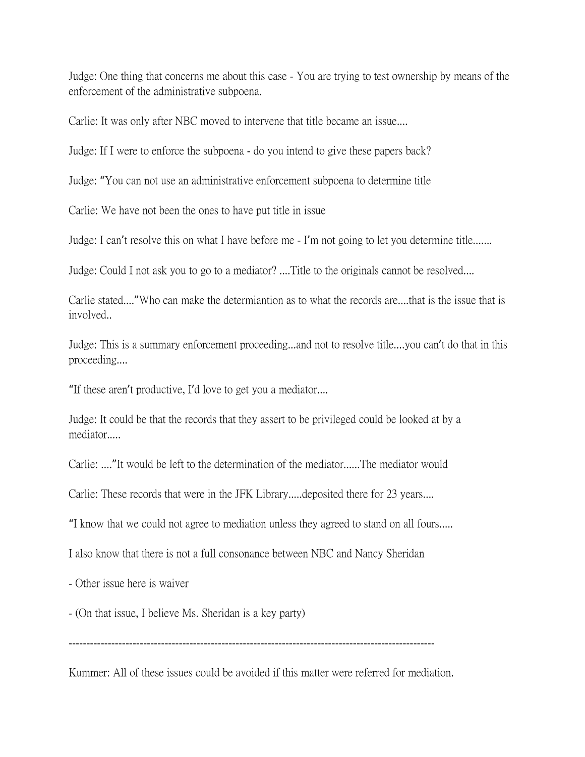Judge: One thing that concerns me about this case - You are trying to test ownership by means of the enforcement of the administrative subpoena.

Carlie: It was only after NBC moved to intervene that title became an issue....

Judge: If I were to enforce the subpoena - do you intend to give these papers back?

Judge: "You can not use an administrative enforcement subpoena to determine title

Carlie: We have not been the ones to have put title in issue

Judge: I can't resolve this on what I have before me - I'm not going to let you determine title.......

Judge: Could I not ask you to go to a mediator? ....Title to the originals cannot be resolved....

Carlie stated...."Who can make the determiantion as to what the records are....that is the issue that is involved..

Judge: This is a summary enforcement proceeding...and not to resolve title....you can't do that in this proceeding....

"If these aren't productive, I'd love to get you a mediator....

Judge: It could be that the records that they assert to be privileged could be looked at by a mediator.....

Carlie: ...."It would be left to the determination of the mediator......The mediator would

Carlie: These records that were in the JFK Library.....deposited there for 23 years....

"I know that we could not agree to mediation unless they agreed to stand on all fours.....

I also know that there is not a full consonance between NBC and Nancy Sheridan

- Other issue here is waiver

- (On that issue, I believe Ms. Sheridan is a key party)

---

Kummer: All of these issues could be avoided if this matter were referred for mediation.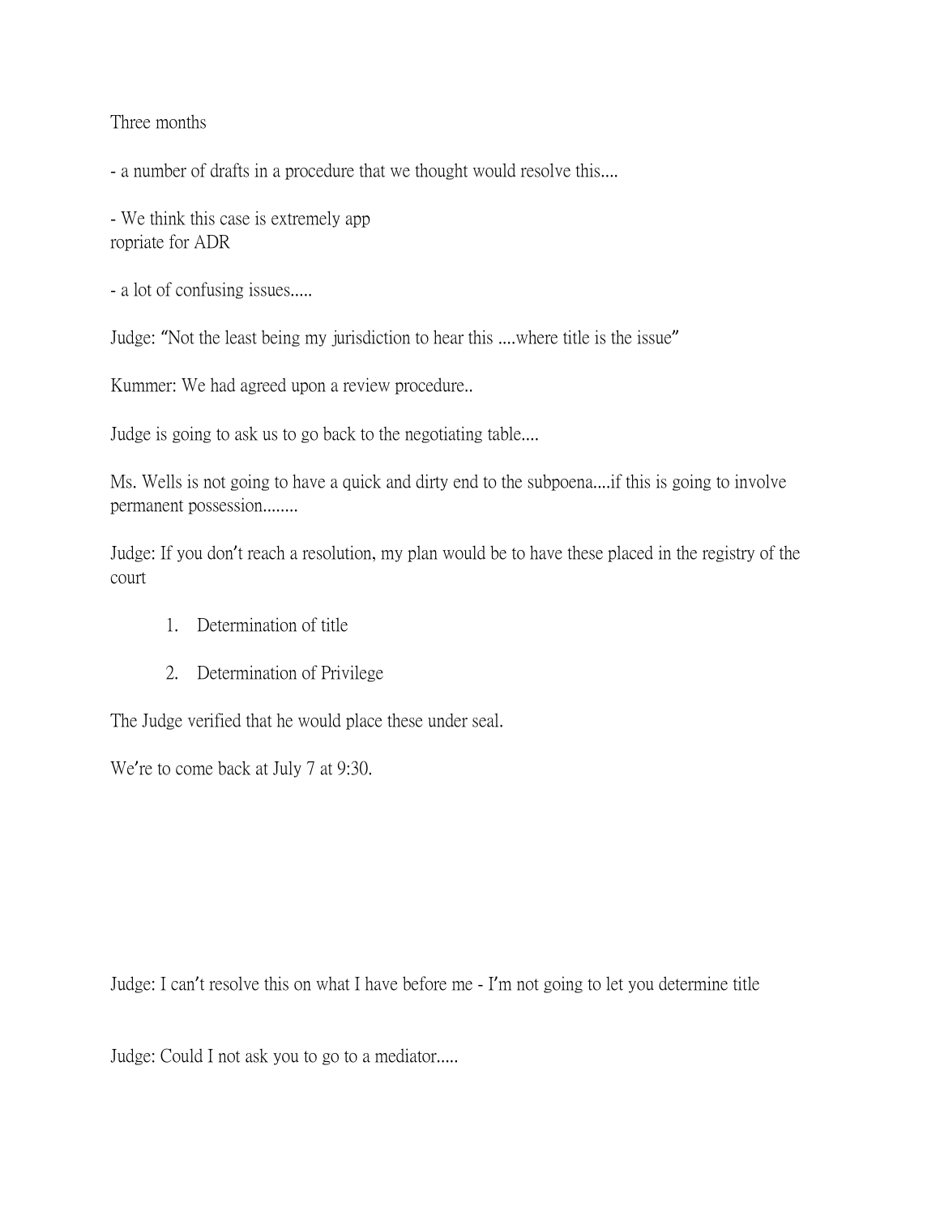Three months

- a number of drafts in a procedure that we thought would resolve this....

- We think this case is extremely app
ropriate for ADR

- a lot of confusing issues.....

Judge: "Not the least being my jurisdiction to hear this ....where title is the issue"

Kummer: We had agreed upon a review procedure..

Judge is going to ask us to go back to the negotiating table....

Ms. Wells is not going to have a quick and dirty end to the subpoena....if this is going to involve permanent possession........

Judge: If you don't reach a resolution, my plan would be to have these placed in the registry of the court

1. Determination of title

2. Determination of Privilege

The Judge verified that he would place these under seal.

We're to come back at July 7 at 9:30.

Judge: I can't resolve this on what I have before me - I'm not going to let you determine title

Judge: Could I not ask you to go to a mediator.....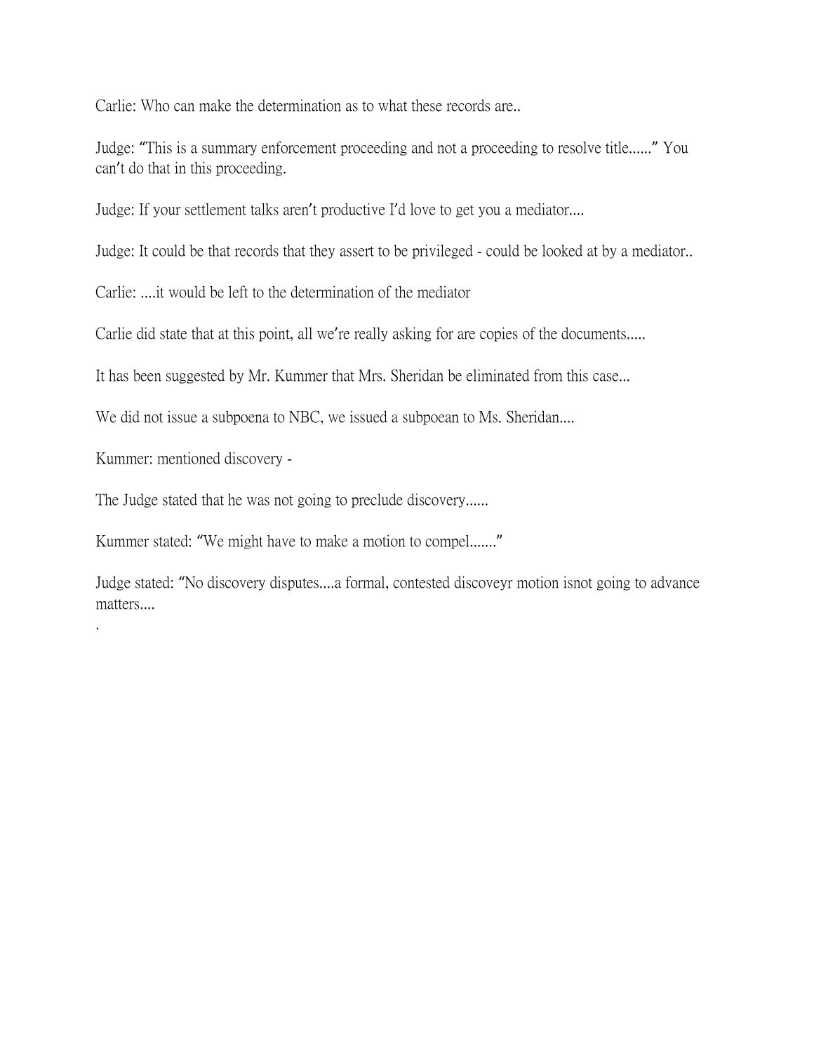Carlie: Who can make the determination as to what these records are..

Judge: "This is a summary enforcement proceeding and not a proceeding to resolve title......" You can't do that in this proceeding.

Judge: If your settlement talks aren't productive I'd love to get you a mediator....

Judge: It could be that records that they assert to be privileged - could be looked at by a mediator..

Carlie: ....it would be left to the determination of the mediator

Carlie did state that at this point, all we're really asking for are copies of the documents.....

It has been suggested by Mr. Kummer that Mrs. Sheridan be eliminated from this case...

We did not issue a subpoena to NBC, we issued a subpoean to Ms. Sheridan....

Kummer: mentioned discovery -

The Judge stated that he was not going to preclude discovery......

Kummer stated: "We might have to make a motion to compel......."

Judge stated: "No discovery disputes....a formal, contested discoveyr motion isnot going to advance matters....

.